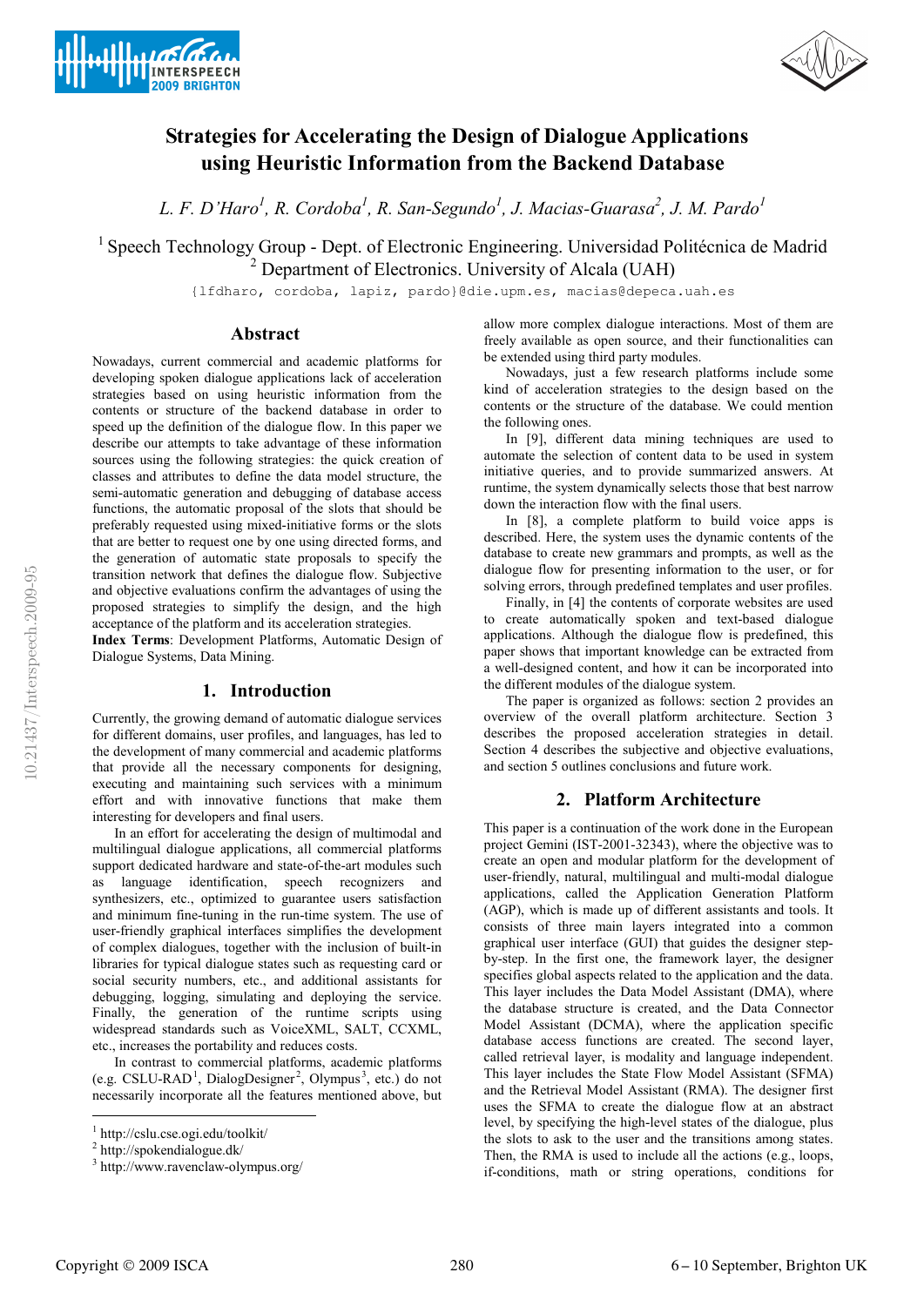# Strategies for Accelerating the Design of Dialogue Applications using Heuristic Information from the Backend Database

*L. F. D'Haro[1], R. Cordoba[1], R. San-Segundo[1], J. Macias-Guarasa[2], J. M. Pardo[1]*

[1] Speech Technology Group - Dept. of Electronic Engineering. Universidad Politécnica de Madrid
[2] Department of Electronics. University of Alcala (UAH)

{lfdharo, cordoba, lapiz, pardo}@die.upm.es, macias@depeca.uah.es

## Abstract

Nowadays, current commercial and academic platforms for developing spoken dialogue applications lack of acceleration strategies based on using heuristic information from the contents or structure of the backend database in order to speed up the definition of the dialogue flow. In this paper we describe our attempts to take advantage of these information sources using the following strategies: the quick creation of classes and attributes to define the data model structure, the semi-automatic generation and debugging of database access functions, the automatic proposal of the slots that should be preferably requested using mixed-initiative forms or the slots that are better to request one by one using directed forms, and the generation of automatic state proposals to specify the transition network that defines the dialogue flow. Subjective and objective evaluations confirm the advantages of using the proposed strategies to simplify the design, and the high acceptance of the platform and its acceleration strategies.

**Index Terms**: Development Platforms, Automatic Design of Dialogue Systems, Data Mining.

## 1. Introduction

Currently, the growing demand of automatic dialogue services for different domains, user profiles, and languages, has led to the development of many commercial and academic platforms that provide all the necessary components for designing, executing and maintaining such services with a minimum effort and with innovative functions that make them interesting for developers and final users.

In an effort for accelerating the design of multimodal and multilingual dialogue applications, all commercial platforms support dedicated hardware and state-of-the-art modules such as language identification, speech recognizers and synthesizers, etc., optimized to guarantee users satisfaction and minimum fine-tuning in the run-time system. The use of user-friendly graphical interfaces simplifies the development of complex dialogues, together with the inclusion of built-in libraries for typical dialogue states such as requesting card or social security numbers, etc., and additional assistants for debugging, logging, simulating and deploying the service. Finally, the generation of the runtime scripts using widespread standards such as VoiceXML, SALT, CCXML, etc., increases the portability and reduces costs.

In contrast to commercial platforms, academic platforms (e.g. CSLU-RAD[1], DialogDesigner[2], Olympus[3], etc.) do not necessarily incorporate all the features mentioned above, but allow more complex dialogue interactions. Most of them are freely available as open source, and their functionalities can be extended using third party modules.

Nowadays, just a few research platforms include some kind of acceleration strategies to the design based on the contents or the structure of the database. We could mention the following ones.

In [9], different data mining techniques are used to automate the selection of content data to be used in system initiative queries, and to provide summarized answers. At runtime, the system dynamically selects those that best narrow down the interaction flow with the final users.

In [8], a complete platform to build voice apps is described. Here, the system uses the dynamic contents of the database to create new grammars and prompts, as well as the dialogue flow for presenting information to the user, or for solving errors, through predefined templates and user profiles.

Finally, in [4] the contents of corporate websites are used to create automatically spoken and text-based dialogue applications. Although the dialogue flow is predefined, this paper shows that important knowledge can be extracted from a well-designed content, and how it can be incorporated into the different modules of the dialogue system.

The paper is organized as follows: section 2 provides an overview of the overall platform architecture. Section 3 describes the proposed acceleration strategies in detail. Section 4 describes the subjective and objective evaluations, and section 5 outlines conclusions and future work.

## 2. Platform Architecture

This paper is a continuation of the work done in the European project Gemini (IST-2001-32343), where the objective was to create an open and modular platform for the development of user-friendly, natural, multilingual and multi-modal dialogue applications, called the Application Generation Platform (AGP), which is made up of different assistants and tools. It consists of three main layers integrated into a common graphical user interface (GUI) that guides the designer step-by-step. In the first one, the framework layer, the designer specifies global aspects related to the application and the data. This layer includes the Data Model Assistant (DMA), where the database structure is created, and the Data Connector Model Assistant (DCMA), where the application specific database access functions are created. The second layer, called retrieval layer, is modality and language independent. This layer includes the State Flow Model Assistant (SFMA) and the Retrieval Model Assistant (RMA). The designer first uses the SFMA to create the dialogue flow at an abstract level, by specifying the high-level states of the dialogue, plus the slots to ask to the user and the transitions among states. Then, the RMA is used to include all the actions (e.g., loops, if-conditions, math or string operations, conditions for

---

[1] http://cslu.cse.ogi.edu/toolkit/
[2] http://spokendialogue.dk/
[3] http://www.ravenclaw-olympus.org/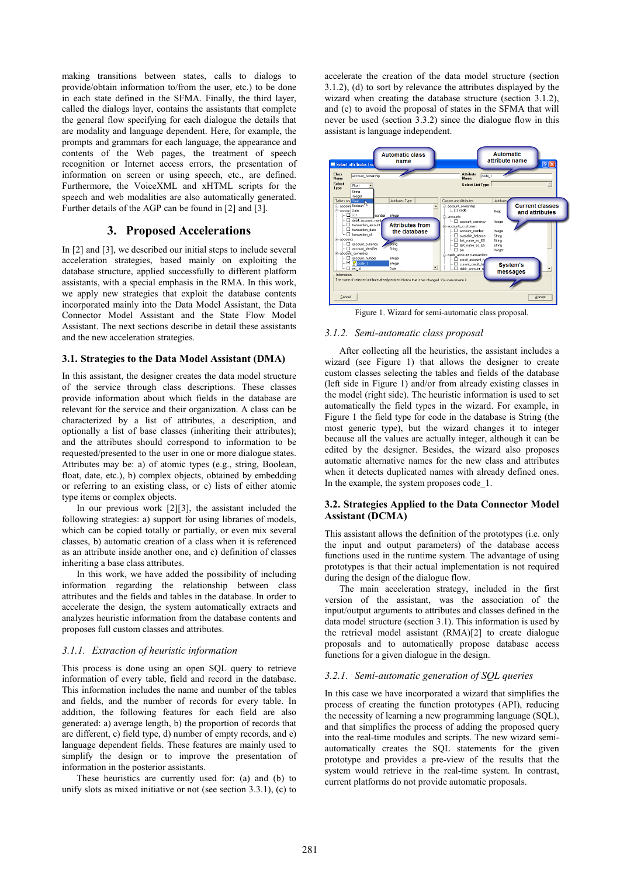making transitions between states, calls to dialogs to provide/obtain information to/from the user, etc.) to be done in each state defined in the SFMA. Finally, the third layer, called the dialogs layer, contains the assistants that complete the general flow specifying for each dialogue the details that are modality and language dependent. Here, for example, the prompts and grammars for each language, the appearance and contents of the Web pages, the treatment of speech recognition or Internet access errors, the presentation of information on screen or using speech, etc., are defined. Furthermore, the VoiceXML and xHTML scripts for the speech and web modalities are also automatically generated. Further details of the AGP can be found in [2] and [3].

## 3. Proposed Accelerations

In [2] and [3], we described our initial steps to include several acceleration strategies, based mainly on exploiting the database structure, applied successfully to different platform assistants, with a special emphasis in the RMA. In this work, we apply new strategies that exploit the database contents incorporated mainly into the Data Model Assistant, the Data Connector Model Assistant and the State Flow Model Assistant. The next sections describe in detail these assistants and the new acceleration strategies.

### 3.1. Strategies to the Data Model Assistant (DMA)

In this assistant, the designer creates the data model structure of the service through class descriptions. These classes provide information about which fields in the database are relevant for the service and their organization. A class can be characterized by a list of attributes, a description, and optionally a list of base classes (inheriting their attributes); and the attributes should correspond to information to be requested/presented to the user in one or more dialogue states. Attributes may be: a) of atomic types (e.g., string, Boolean, float, date, etc.), b) complex objects, obtained by embedding or referring to an existing class, or c) lists of either atomic type items or complex objects.

In our previous work [2][3], the assistant included the following strategies: a) support for using libraries of models, which can be copied totally or partially, or even mix several classes, b) automatic creation of a class when it is referenced as an attribute inside another one, and c) definition of classes inheriting a base class attributes.

In this work, we have added the possibility of including information regarding the relationship between class attributes and the fields and tables in the database. In order to accelerate the design, the system automatically extracts and analyzes heuristic information from the database contents and proposes full custom classes and attributes.

#### *3.1.1. Extraction of heuristic information*

This process is done using an open SQL query to retrieve information of every table, field and record in the database. This information includes the name and number of the tables and fields, and the number of records for every table. In addition, the following features for each field are also generated: a) average length, b) the proportion of records that are different, c) field type, d) number of empty records, and e) language dependent fields. These features are mainly used to simplify the design or to improve the presentation of information in the posterior assistants.

These heuristics are currently used for: (a) and (b) to unify slots as mixed initiative or not (see section 3.3.1), (c) to accelerate the creation of the data model structure (section 3.1.2), (d) to sort by relevance the attributes displayed by the wizard when creating the database structure (section 3.1.2), and (e) to avoid the proposal of states in the SFMA that will never be used (section 3.3.2) since the dialogue flow in this assistant is language independent.

Figure 1. Wizard for semi-automatic class proposal.

#### *3.1.2. Semi-automatic class proposal*

After collecting all the heuristics, the assistant includes a wizard (see Figure 1) that allows the designer to create custom classes selecting the tables and fields of the database (left side in Figure 1) and/or from already existing classes in the model (right side). The heuristic information is used to set automatically the field types in the wizard. For example, in Figure 1 the field type for code in the database is String (the most generic type), but the wizard changes it to integer because all the values are actually integer, although it can be edited by the designer. Besides, the wizard also proposes automatic alternative names for the new class and attributes when it detects duplicated names with already defined ones. In the example, the system proposes code_1.

### 3.2. Strategies Applied to the Data Connector Model Assistant (DCMA)

This assistant allows the definition of the prototypes (i.e. only the input and output parameters) of the database access functions used in the runtime system. The advantage of using prototypes is that their actual implementation is not required during the design of the dialogue flow.

The main acceleration strategy, included in the first version of the assistant, was the association of the input/output arguments to attributes and classes defined in the data model structure (section 3.1). This information is used by the retrieval model assistant (RMA)[2] to create dialogue proposals and to automatically propose database access functions for a given dialogue in the design.

#### *3.2.1. Semi-automatic generation of SQL queries*

In this case we have incorporated a wizard that simplifies the process of creating the function prototypes (API), reducing the necessity of learning a new programming language (SQL), and that simplifies the process of adding the proposed query into the real-time modules and scripts. The new wizard semi-automatically creates the SQL statements for the given prototype and provides a pre-view of the results that the system would retrieve in the real-time system. In contrast, current platforms do not provide automatic proposals.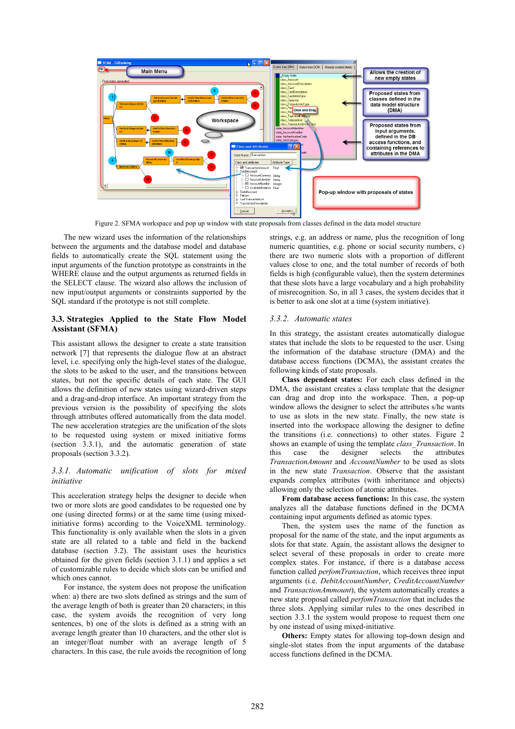Figure 2. SFMA workspace and pop up window with state proposals from classes defined in the data model structure

The new wizard uses the information of the relationships between the arguments and the database model and database fields to automatically create the SQL statement using the input arguments of the function prototype as constraints in the WHERE clause and the output arguments as returned fields in the SELECT clause. The wizard also allows the inclusion of new input/output arguments or constraints supported by the SQL standard if the prototype is not still complete.

### 3.3. Strategies Applied to the State Flow Model Assistant (SFMA)

This assistant allows the designer to create a state transition network [7] that represents the dialogue flow at an abstract level, i.e. specifying only the high-level states of the dialogue, the slots to be asked to the user, and the transitions between states, but not the specific details of each state. The GUI allows the definition of new states using wizard-driven steps and a drag-and-drop interface. An important strategy from the previous version is the possibility of specifying the slots through attributes offered automatically from the data model. The new acceleration strategies are the unification of the slots to be requested using system or mixed initiative forms (section 3.3.1), and the automatic generation of state proposals (section 3.3.2).

#### *3.3.1. Automatic unification of slots for mixed initiative*

This acceleration strategy helps the designer to decide when two or more slots are good candidates to be requested one by one (using directed forms) or at the same time (using mixed-initiative forms) according to the VoiceXML terminology. This functionality is only available when the slots in a given state are all related to a table and field in the backend database (section 3.2). The assistant uses the heuristics obtained for the given fields (section 3.1.1) and applies a set of customizable rules to decide which slots can be unified and which ones cannot.

For instance, the system does not propose the unification when: a) there are two slots defined as strings and the sum of the average length of both is greater than 20 characters; in this case, the system avoids the recognition of very long sentences, b) one of the slots is defined as a string with an average length greater than 10 characters, and the other slot is an integer/float number with an average length of 5 characters. In this case, the rule avoids the recognition of long strings, e.g. an address or name, plus the recognition of long numeric quantities, e.g. phone or social security numbers, c) there are two numeric slots with a proportion of different values close to one, and the total number of records of both fields is high (configurable value), then the system determines that these slots have a large vocabulary and a high probability of misrecognition. So, in all 3 cases, the system decides that it is better to ask one slot at a time (system initiative).

#### *3.3.2. Automatic states*

In this strategy, the assistant creates automatically dialogue states that include the slots to be requested to the user. Using the information of the database structure (DMA) and the database access functions (DCMA), the assistant creates the following kinds of state proposals.

**Class dependent states:** For each class defined in the DMA, the assistant creates a class template that the designer can drag and drop into the workspace. Then, a pop-up window allows the designer to select the attributes s/he wants to use as slots in the new state. Finally, the new state is inserted into the workspace allowing the designer to define the transitions (i.e. connections) to other states. Figure 2 shows an example of using the template *class_Transaction*. In this case the designer selects the attributes *TransactionAmount* and *AccountNumber* to be used as slots in the new state *Transaction*. Observe that the assistant expands complex attributes (with inheritance and objects) allowing only the selection of atomic attributes.

**From database access functions:** In this case, the system analyzes all the database functions defined in the DCMA containing input arguments defined as atomic types.

Then, the system uses the name of the function as proposal for the name of the state, and the input arguments as slots for that state. Again, the assistant allows the designer to select several of these proposals in order to create more complex states. For instance, if there is a database access function called *perfomTransaction*, which receives three input arguments (i.e. *DebitAccountNumber*, *CreditAccountNumber* and *TransactionAmmount*), the system automatically creates a new state proposal called *perfomTransaction* that includes the three slots. Applying similar rules to the ones described in section 3.3.1 the system would propose to request them one by one instead of using mixed-initiative.

**Others:** Empty states for allowing top-down design and single-slot states from the input arguments of the database access functions defined in the DCMA.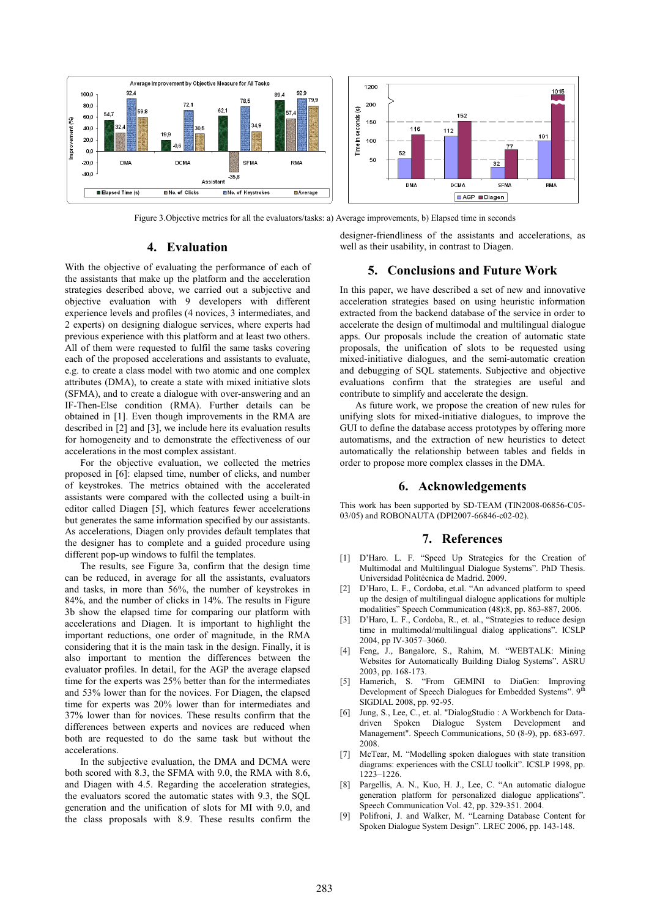Average Improvement by Objective Measure for All Tasks

100,0
80,0
60,0
40,0
20,0
0,0
-20,0
-40,0

Improvement (%)

54,7
32,4
92,4
59,8
19,9
-0,6
72,1
30,5
62,1
-35,8
78,5
34,9
89,4
57,4
92,9
79,9

DMA
DCMA
SFMA
RMA

Assistant

Elapsed Time (s)
No. of Clicks
No. of Keystrokes
Average

Time in seconds (s)

1200
200
150
100
50

52
116
112
152
32
77
101
1015

DMA
DCMA
SFMA
RMA

AGP
Diagen

Figure 3.Objective metrics for all the evaluators/tasks: a) Average improvements, b) Elapsed time in seconds

## 4. Evaluation

With the objective of evaluating the performance of each of the assistants that make up the platform and the acceleration strategies described above, we carried out a subjective and objective evaluation with 9 developers with different experience levels and profiles (4 novices, 3 intermediates, and 2 experts) on designing dialogue services, where experts had previous experience with this platform and at least two others. All of them were requested to fulfil the same tasks covering each of the proposed accelerations and assistants to evaluate, e.g. to create a class model with two atomic and one complex attributes (DMA), to create a state with mixed initiative slots (SFMA), and to create a dialogue with over-answering and an IF-Then-Else condition (RMA). Further details can be obtained in [1]. Even though improvements in the RMA are described in [2] and [3], we include here its evaluation results for homogeneity and to demonstrate the effectiveness of our accelerations in the most complex assistant.

For the objective evaluation, we collected the metrics proposed in [6]: elapsed time, number of clicks, and number of keystrokes. The metrics obtained with the accelerated assistants were compared with the collected using a built-in editor called Diagen [5], which features fewer accelerations but generates the same information specified by our assistants. As accelerations, Diagen only provides default templates that the designer has to complete and a guided procedure using different pop-up windows to fulfil the templates.

The results, see Figure 3a, confirm that the design time can be reduced, in average for all the assistants, evaluators and tasks, in more than 56%, the number of keystrokes in 84%, and the number of clicks in 14%. The results in Figure 3b show the elapsed time for comparing our platform with accelerations and Diagen. It is important to highlight the important reductions, one order of magnitude, in the RMA considering that it is the main task in the design. Finally, it is also important to mention the differences between the evaluator profiles. In detail, for the AGP the average elapsed time for the experts was 25% better than for the intermediates and 53% lower than for the novices. For Diagen, the elapsed time for experts was 20% lower than for intermediates and 37% lower than for novices. These results confirm that the differences between experts and novices are reduced when both are requested to do the same task but without the accelerations.

In the subjective evaluation, the DMA and DCMA were both scored with 8.3, the SFMA with 9.0, the RMA with 8.6, and Diagen with 4.5. Regarding the acceleration strategies, the evaluators scored the automatic states with 9.3, the SQL generation and the unification of slots for MI with 9.0, and the class proposals with 8.9. These results confirm the designer-friendliness of the assistants and accelerations, as well as their usability, in contrast to Diagen.

## 5. Conclusions and Future Work

In this paper, we have described a set of new and innovative acceleration strategies based on using heuristic information extracted from the backend database of the service in order to accelerate the design of multimodal and multilingual dialogue apps. Our proposals include the creation of automatic state proposals, the unification of slots to be requested using mixed-initiative dialogues, and the semi-automatic creation and debugging of SQL statements. Subjective and objective evaluations confirm that the strategies are useful and contribute to simplify and accelerate the design.

As future work, we propose the creation of new rules for unifying slots for mixed-initiative dialogues, to improve the GUI to define the database access prototypes by offering more automatisms, and the extraction of new heuristics to detect automatically the relationship between tables and fields in order to propose more complex classes in the DMA.

## 6. Acknowledgements

This work has been supported by SD-TEAM (TIN2008-06856-C05-03/05) and ROBONAUTA (DPI2007-66846-c02-02).

## 7. References

[1] D'Haro. L. F. "Speed Up Strategies for the Creation of Multimodal and Multilingual Dialogue Systems". PhD Thesis. Universidad Politécnica de Madrid. 2009.

[2] D'Haro, L. F., Cordoba, et.al. "An advanced platform to speed up the design of multilingual dialogue applications for multiple modalities" Speech Communication (48):8, pp. 863-887, 2006.

[3] D'Haro, L. F., Cordoba, R., et. al., "Strategies to reduce design time in multimodal/multilingual dialog applications". ICSLP 2004, pp IV-3057–3060.

[4] Feng, J., Bangalore, S., Rahim, M. "WEBTALK: Mining Websites for Automatically Building Dialog Systems". ASRU 2003, pp. 168-173.

[5] Hamerich, S. "From GEMINI to DiaGen: Improving Development of Speech Dialogues for Embedded Systems". 9th SIGDIAL 2008, pp. 92-95.

[6] Jung, S., Lee, C., et. al. "DialogStudio : A Workbench for Data-driven Spoken Dialogue System Development and Management". Speech Communications, 50 (8-9), pp. 683-697. 2008.

[7] McTear, M. "Modelling spoken dialogues with state transition diagrams: experiences with the CSLU toolkit". ICSLP 1998, pp. 1223–1226.

[8] Pargellis, A. N., Kuo, H. J., Lee, C. "An automatic dialogue generation platform for personalized dialogue applications". Speech Communication Vol. 42, pp. 329-351. 2004.

[9] Polifroni, J. and Walker, M. "Learning Database Content for Spoken Dialogue System Design". LREC 2006, pp. 143-148.